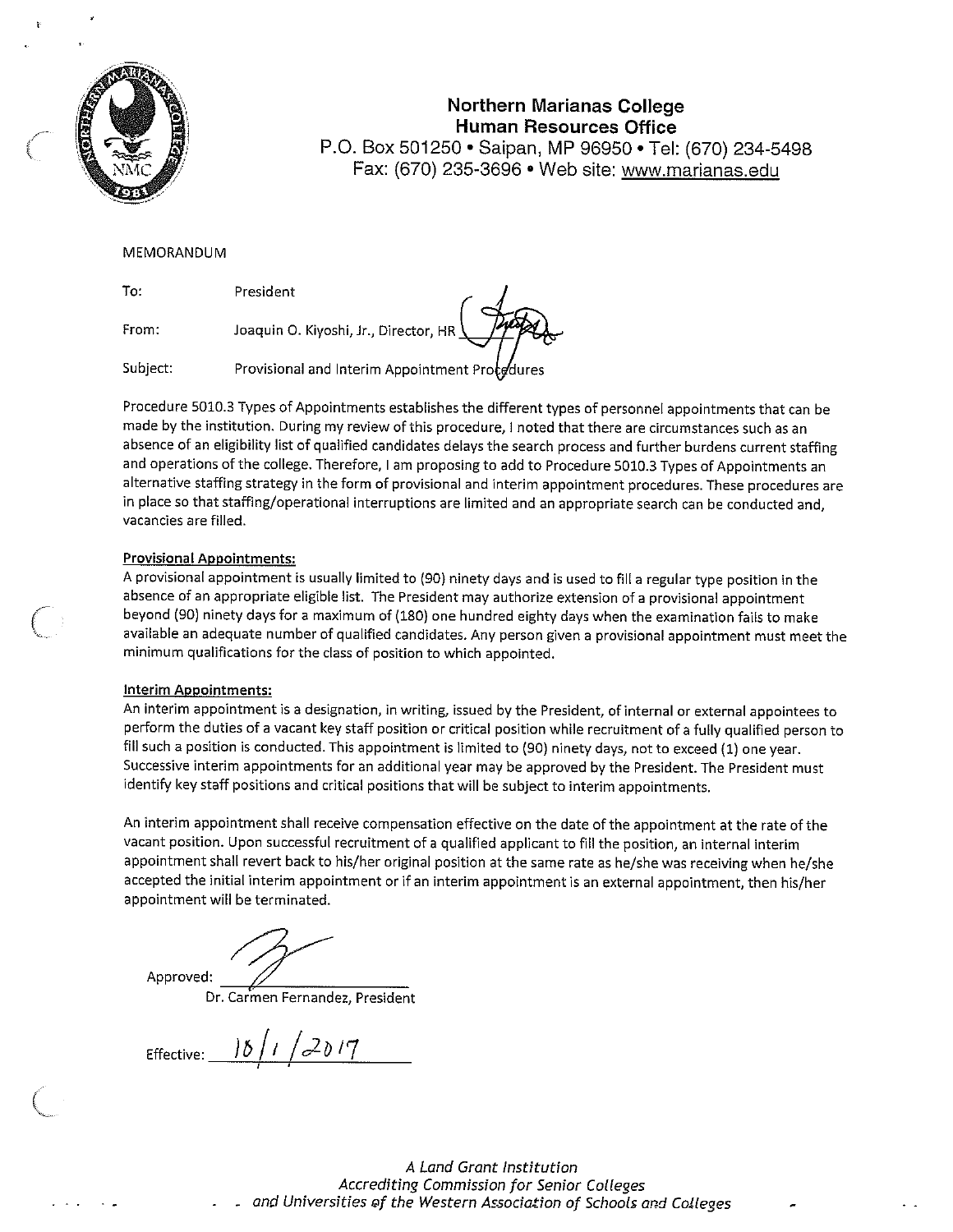**Northern Marianas College**
**Human Resources Office**
P.O. Box 501250 • Saipan, MP 96950 • Tel: (670) 234-5498
Fax: (670) 235-3696 • Web site: www.marianas.edu

MEMORANDUM

To: President

From: Joaquin O. Kiyoshi, Jr., Director, HR

Subject: Provisional and Interim Appointment Procedures

Procedure 5010.3 Types of Appointments establishes the different types of personnel appointments that can be made by the institution. During my review of this procedure, I noted that there are circumstances such as an absence of an eligibility list of qualified candidates delays the search process and further burdens current staffing and operations of the college. Therefore, I am proposing to add to Procedure 5010.3 Types of Appointments an alternative staffing strategy in the form of provisional and interim appointment procedures. These procedures are in place so that staffing/operational interruptions are limited and an appropriate search can be conducted and, vacancies are filled.

**Provisional Appointments:**

A provisional appointment is usually limited to (90) ninety days and is used to fill a regular type position in the absence of an appropriate eligible list. The President may authorize extension of a provisional appointment beyond (90) ninety days for a maximum of (180) one hundred eighty days when the examination fails to make available an adequate number of qualified candidates. Any person given a provisional appointment must meet the minimum qualifications for the class of position to which appointed.

**Interim Appointments:**

An interim appointment is a designation, in writing, issued by the President, of internal or external appointees to perform the duties of a vacant key staff position or critical position while recruitment of a fully qualified person to fill such a position is conducted. This appointment is limited to (90) ninety days, not to exceed (1) one year. Successive interim appointments for an additional year may be approved by the President. The President must identify key staff positions and critical positions that will be subject to interim appointments.

An interim appointment shall receive compensation effective on the date of the appointment at the rate of the vacant position. Upon successful recruitment of a qualified applicant to fill the position, an internal interim appointment shall revert back to his/her original position at the same rate as he/she was receiving when he/she accepted the initial interim appointment or if an interim appointment is an external appointment, then his/her appointment will be terminated.

Approved: ____________________
Dr. Carmen Fernandez, President

Effective: 10/1/2017

*A Land Grant Institution*
*Accrediting Commission for Senior Colleges and Universities of the Western Association of Schools and Colleges*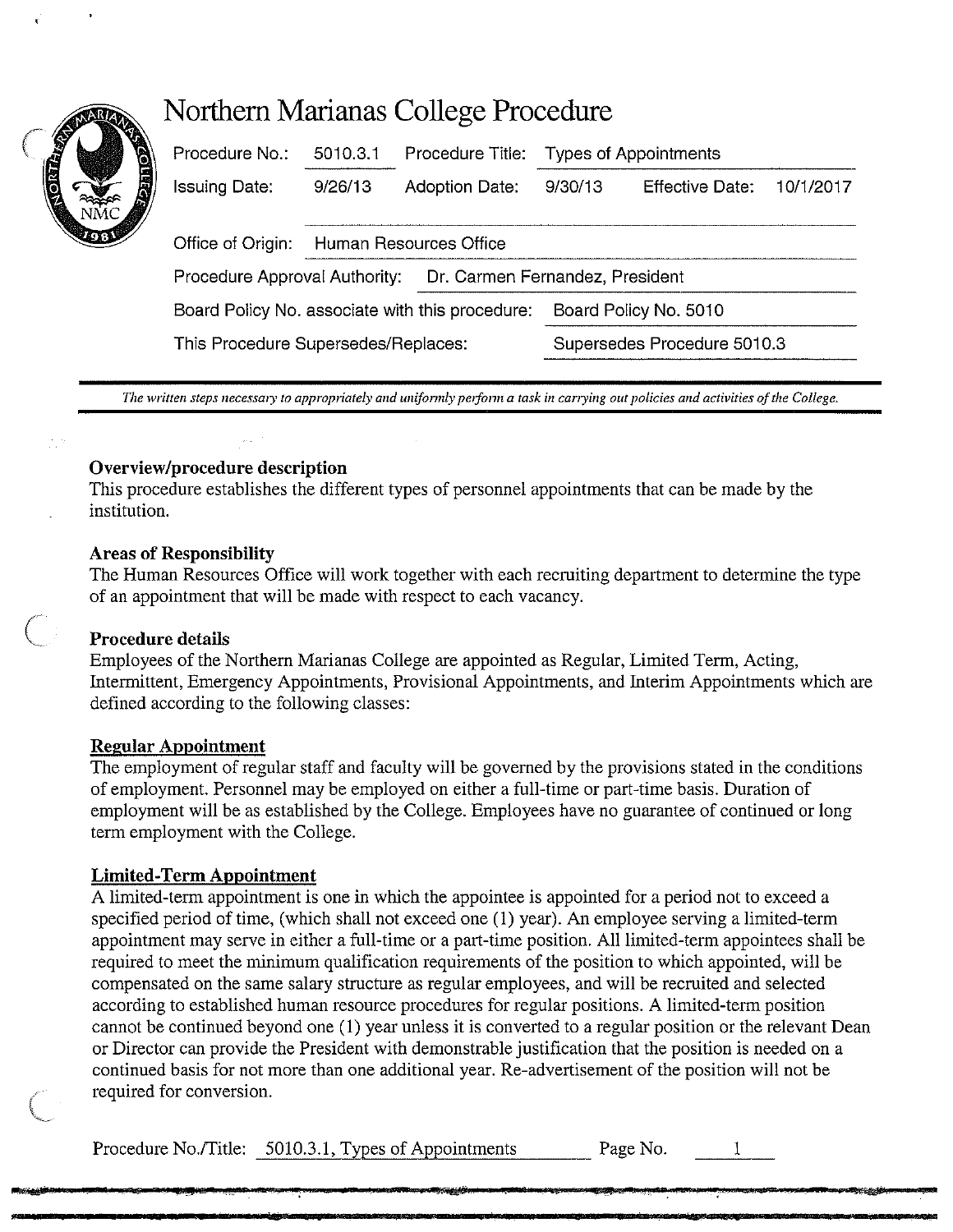# Northern Marianas College Procedure

| Procedure No.: | 5010.3.1 | Procedure Title: | Types of Appointments | | |
|---|---|---|---|---|---|
| Issuing Date: | 9/26/13 | Adoption Date: | 9/30/13 | Effective Date: | 10/1/2017 |

Office of Origin: Human Resources Office

Procedure Approval Authority: Dr. Carmen Fernandez, President

Board Policy No. associate with this procedure: Board Policy No. 5010

This Procedure Supersedes/Replaces: Supersedes Procedure 5010.3

*The written steps necessary to appropriately and uniformly perform a task in carrying out policies and activities of the College.*

**Overview/procedure description**

This procedure establishes the different types of personnel appointments that can be made by the institution.

**Areas of Responsibility**

The Human Resources Office will work together with each recruiting department to determine the type of an appointment that will be made with respect to each vacancy.

**Procedure details**

Employees of the Northern Marianas College are appointed as Regular, Limited Term, Acting, Intermittent, Emergency Appointments, Provisional Appointments, and Interim Appointments which are defined according to the following classes:

**Regular Appointment**

The employment of regular staff and faculty will be governed by the provisions stated in the conditions of employment. Personnel may be employed on either a full-time or part-time basis. Duration of employment will be as established by the College. Employees have no guarantee of continued or long term employment with the College.

**Limited-Term Appointment**

A limited-term appointment is one in which the appointee is appointed for a period not to exceed a specified period of time, (which shall not exceed one (1) year). An employee serving a limited-term appointment may serve in either a full-time or a part-time position. All limited-term appointees shall be required to meet the minimum qualification requirements of the position to which appointed, will be compensated on the same salary structure as regular employees, and will be recruited and selected according to established human resource procedures for regular positions. A limited-term position cannot be continued beyond one (1) year unless it is converted to a regular position or the relevant Dean or Director can provide the President with demonstrable justification that the position is needed on a continued basis for not more than one additional year. Re-advertisement of the position will not be required for conversion.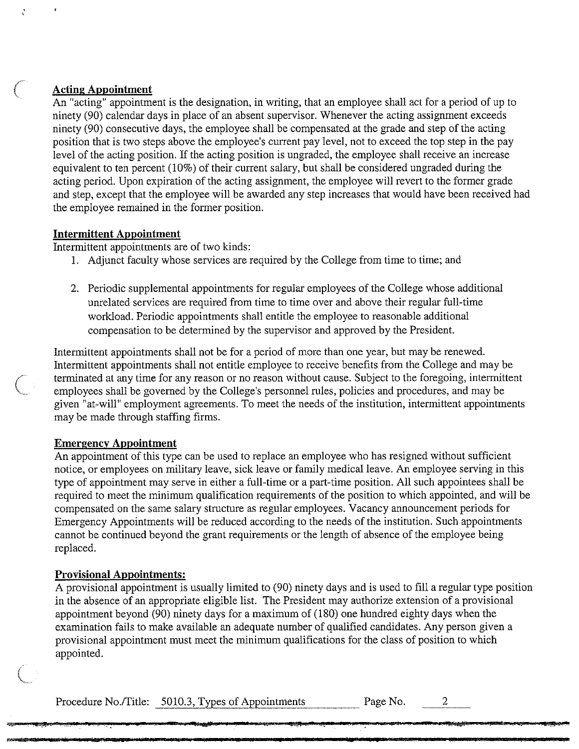**Acting Appointment**

An "acting" appointment is the designation, in writing, that an employee shall act for a period of up to ninety (90) calendar days in place of an absent supervisor. Whenever the acting assignment exceeds ninety (90) consecutive days, the employee shall be compensated at the grade and step of the acting position that is two steps above the employee's current pay level, not to exceed the top step in the pay level of the acting position. If the acting position is ungraded, the employee shall receive an increase equivalent to ten percent (10%) of their current salary, but shall be considered ungraded during the acting period. Upon expiration of the acting assignment, the employee will revert to the former grade and step, except that the employee will be awarded any step increases that would have been received had the employee remained in the former position.

**Intermittent Appointment**

Intermittent appointments are of two kinds:

1. Adjunct faculty whose services are required by the College from time to time; and

2. Periodic supplemental appointments for regular employees of the College whose additional unrelated services are required from time to time over and above their regular full-time workload. Periodic appointments shall entitle the employee to reasonable additional compensation to be determined by the supervisor and approved by the President.

Intermittent appointments shall not be for a period of more than one year, but may be renewed. Intermittent appointments shall not entitle employee to receive benefits from the College and may be terminated at any time for any reason or no reason without cause. Subject to the foregoing, intermittent employees shall be governed by the College's personnel rules, policies and procedures, and may be given "at-will" employment agreements. To meet the needs of the institution, intermittent appointments may be made through staffing firms.

**Emergency Appointment**

An appointment of this type can be used to replace an employee who has resigned without sufficient notice, or employees on military leave, sick leave or family medical leave. An employee serving in this type of appointment may serve in either a full-time or a part-time position. All such appointees shall be required to meet the minimum qualification requirements of the position to which appointed, and will be compensated on the same salary structure as regular employees. Vacancy announcement periods for Emergency Appointments will be reduced according to the needs of the institution. Such appointments cannot be continued beyond the grant requirements or the length of absence of the employee being replaced.

**Provisional Appointments:**

A provisional appointment is usually limited to (90) ninety days and is used to fill a regular type position in the absence of an appropriate eligible list. The President may authorize extension of a provisional appointment beyond (90) ninety days for a maximum of (180) one hundred eighty days when the examination fails to make available an adequate number of qualified candidates. Any person given a provisional appointment must meet the minimum qualifications for the class of position to which appointed.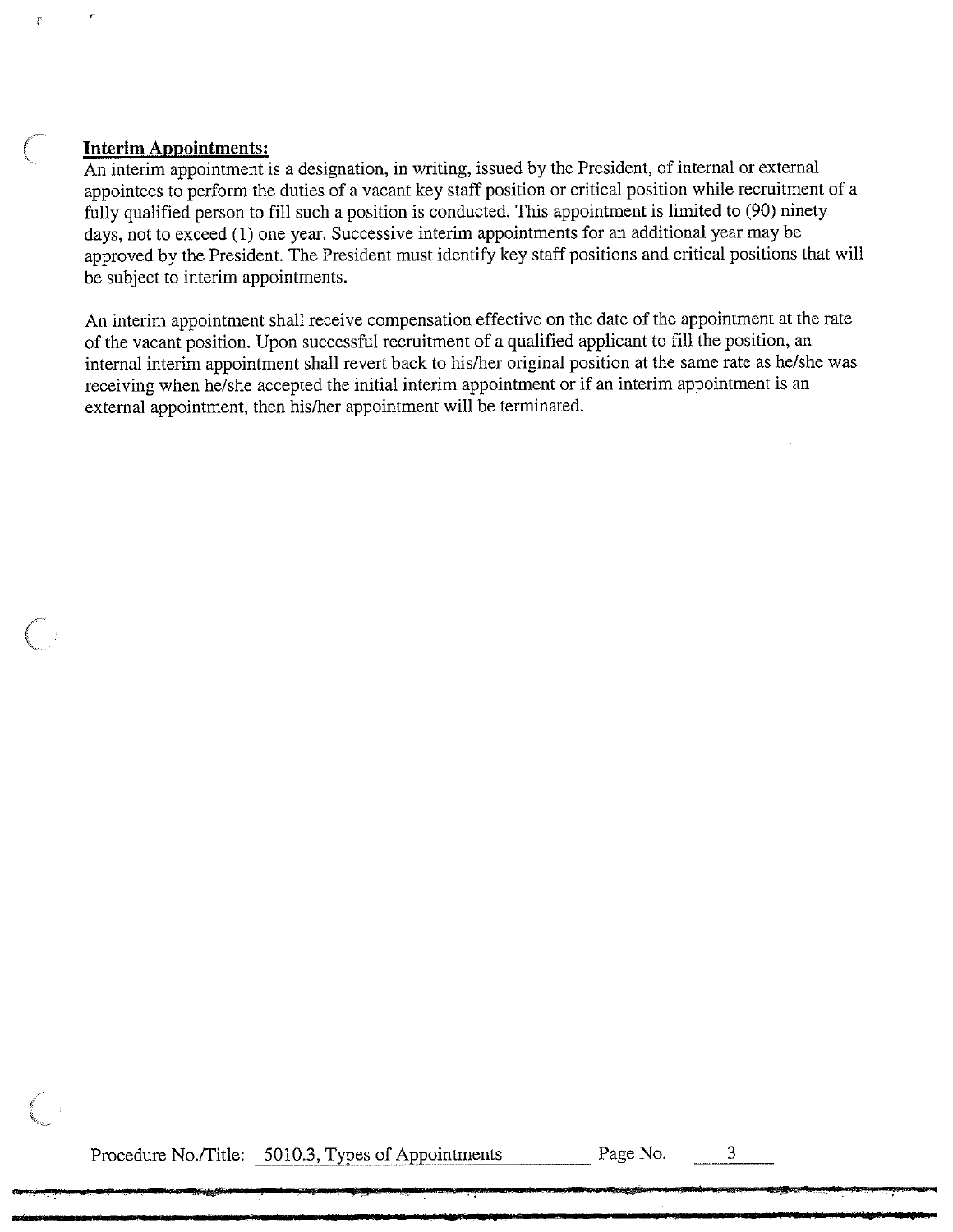**Interim Appointments:**

An interim appointment is a designation, in writing, issued by the President, of internal or external appointees to perform the duties of a vacant key staff position or critical position while recruitment of a fully qualified person to fill such a position is conducted. This appointment is limited to (90) ninety days, not to exceed (1) one year. Successive interim appointments for an additional year may be approved by the President. The President must identify key staff positions and critical positions that will be subject to interim appointments.

An interim appointment shall receive compensation effective on the date of the appointment at the rate of the vacant position. Upon successful recruitment of a qualified applicant to fill the position, an internal interim appointment shall revert back to his/her original position at the same rate as he/she was receiving when he/she accepted the initial interim appointment or if an interim appointment is an external appointment, then his/her appointment will be terminated.

Procedure No./Title: 5010.3, Types of Appointments